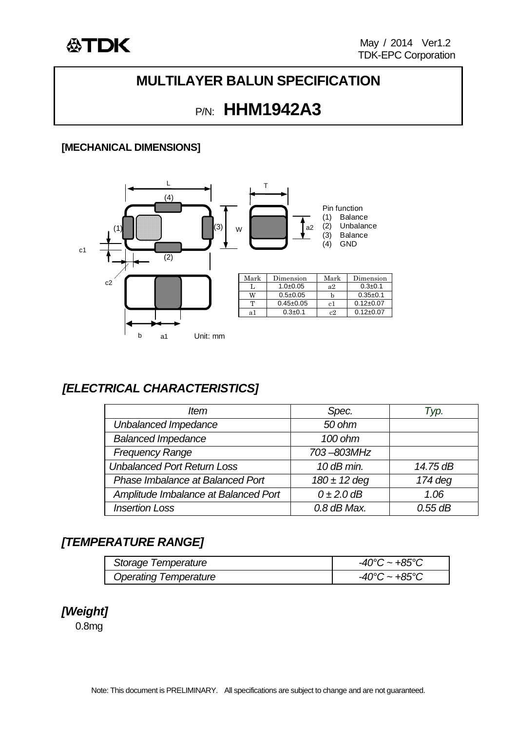TDK

May / 2014 Ver1.2
TDK-EPC Corporation

# MULTILAYER BALUN SPECIFICATION

## P/N: HHM1942A3

### [MECHANICAL DIMENSIONS]

Pin function
(1) Balance
(2) Unbalance
(3) Balance
(4) GND

| Mark | Dimension | Mark | Dimension |
|---|---|---|---|
| L | 1.0±0.05 | a2 | 0.3±0.1 |
| W | 0.5±0.05 | b | 0.35±0.1 |
| T | 0.45±0.05 | c1 | 0.12±0.07 |
| a1 | 0.3±0.1 | c2 | 0.12±0.07 |

Unit: mm

## *[ELECTRICAL CHARACTERISTICS]*

| *Item* | *Spec.* | *Typ.* |
|---|---|---|
| *Unbalanced Impedance* | *50 ohm* | |
| *Balanced Impedance* | *100 ohm* | |
| *Frequency Range* | *703 –803MHz* | |
| *Unbalanced Port Return Loss* | *10 dB min.* | *14.75 dB* |
| *Phase Imbalance at Balanced Port* | *180 ± 12 deg* | *174 deg* |
| *Amplitude Imbalance at Balanced Port* | *0 ± 2.0 dB* | *1.06* |
| *Insertion Loss* | *0.8 dB Max.* | *0.55 dB* |

## *[TEMPERATURE RANGE]*

| | |
|---|---|
| *Storage Temperature* | *-40°C ~ +85°C* |
| *Operating Temperature* | *-40°C ~ +85°C* |

## *[Weight]*

0.8mg

Note: This document is PRELIMINARY. All specifications are subject to change and are not guaranteed.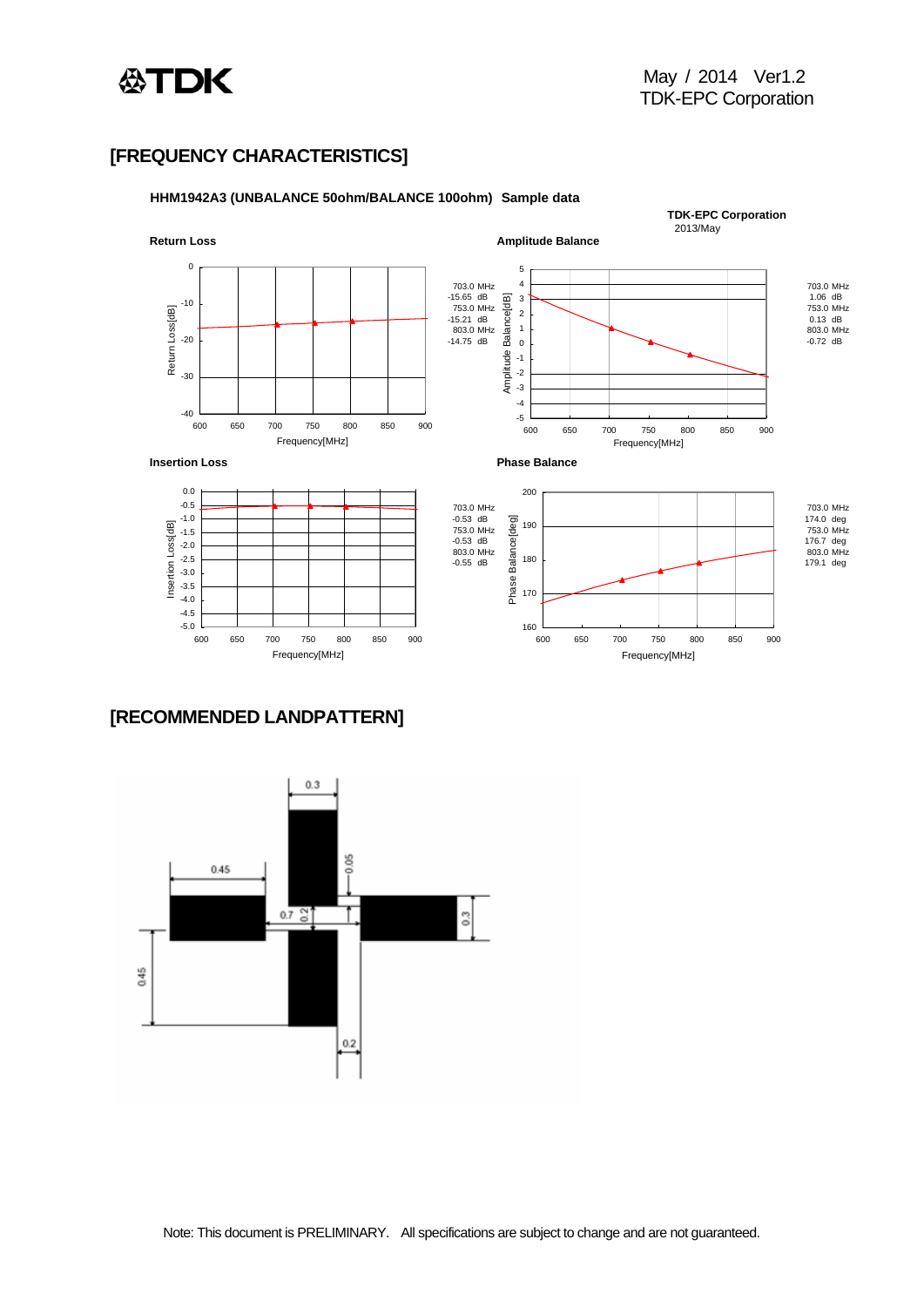## [FREQUENCY CHARACTERISTICS]

**HHM1942A3 (UNBALANCE 50ohm/BALANCE 100ohm) Sample data**

**TDK-EPC Corporation**
2013/May

**Return Loss**

Return Loss[dB]
0
-10
-20
-30
-40
600 650 700 750 800 850 900
Frequency[MHz]

703.0 MHz
-15.65 dB
753.0 MHz
-15.21 dB
803.0 MHz
-14.75 dB

**Amplitude Balance**

Amplitude Balance[dB]
5
4
3
2
1
0
-1
-2
-3
-4
-5
600 650 700 750 800 850 900
Frequency[MHz]

703.0 MHz
1.06 dB
753.0 MHz
0.13 dB
803.0 MHz
-0.72 dB

**Insertion Loss**

Insertion Loss[dB]
0.0
-0.5
-1.0
-1.5
-2.0
-2.5
-3.0
-3.5
-4.0
-4.5
-5.0
600 650 700 750 800 850 900
Frequency[MHz]

703.0 MHz
-0.53 dB
753.0 MHz
-0.53 dB
803.0 MHz
-0.55 dB

**Phase Balance**

Phase Balance[deg]
200
190
180
170
160
600 650 700 750 800 850 900
Frequency[MHz]

703.0 MHz
174.0 deg
753.0 MHz
176.7 deg
803.0 MHz
179.1 deg

## [RECOMMENDED LANDPATTERN]

0.3
0.45
0.05
0.7
0.2
0.3
0.45
0.2

Note: This document is PRELIMINARY. All specifications are subject to change and are not guaranteed.